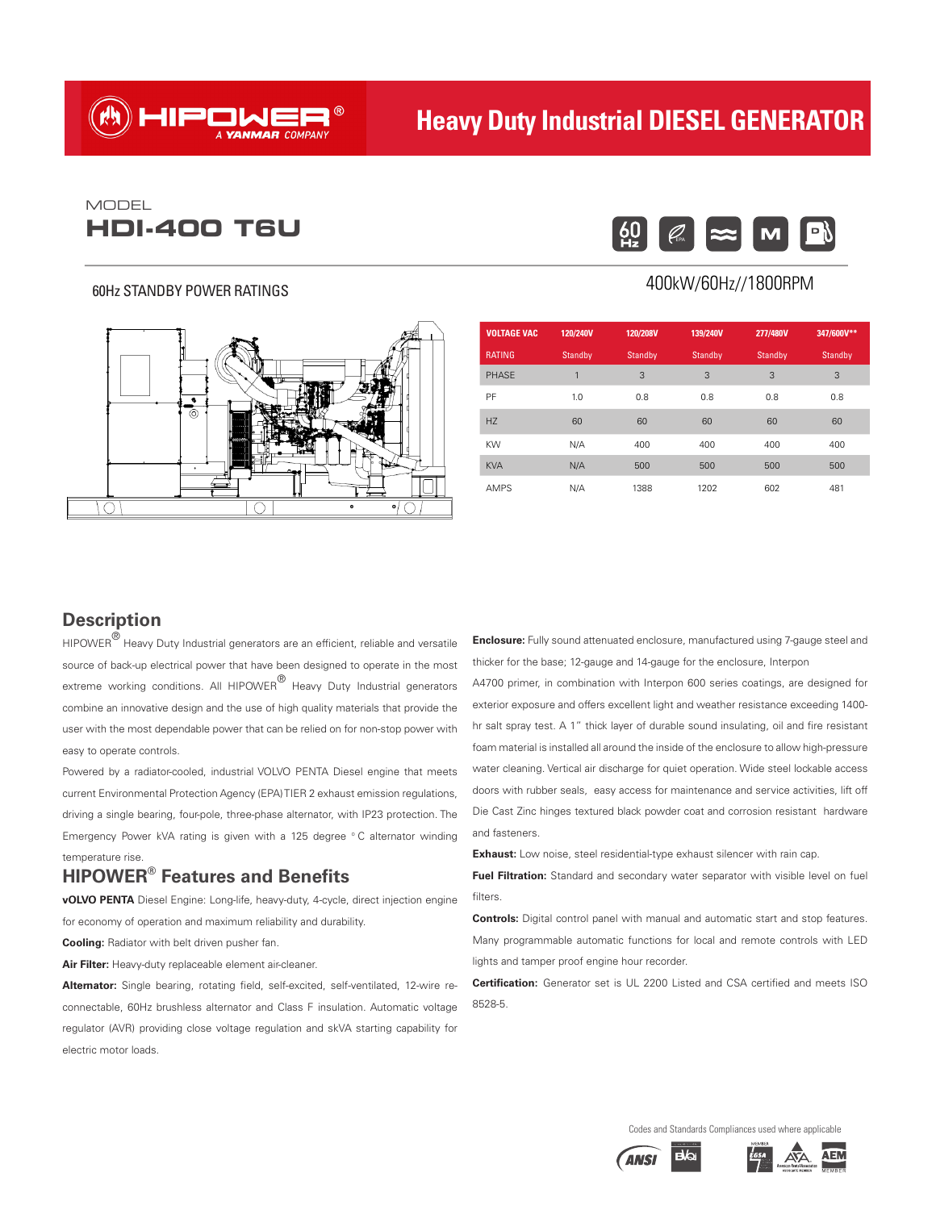# HIPOWER® A YANMAR COMPANY

## Heavy Duty Industrial DIESEL GENERATOR

MODEL

# HDI-400 T6U

### 60Hz STANDBY POWER RATINGS

400kW/60Hz//1800RPM

| VOLTAGE VAC | 120/240V | 120/208V | 139/240V | 277/480V | 347/600V** |
|---|---|---|---|---|---|
| RATING | Standby | Standby | Standby | Standby | Standby |
| PHASE | 1 | 3 | 3 | 3 | 3 |
| PF | 1.0 | 0.8 | 0.8 | 0.8 | 0.8 |
| HZ | 60 | 60 | 60 | 60 | 60 |
| KW | N/A | 400 | 400 | 400 | 400 |
| KVA | N/A | 500 | 500 | 500 | 500 |
| AMPS | N/A | 1388 | 1202 | 602 | 481 |

## Description

HIPOWER® Heavy Duty Industrial generators are an efficient, reliable and versatile source of back-up electrical power that have been designed to operate in the most extreme working conditions. All HIPOWER® Heavy Duty Industrial generators combine an innovative design and the use of high quality materials that provide the user with the most dependable power that can be relied on for non-stop power with easy to operate controls.

Powered by a radiator-cooled, industrial VOLVO PENTA Diesel engine that meets current Environmental Protection Agency (EPA) TIER 2 exhaust emission regulations, driving a single bearing, four-pole, three-phase alternator, with IP23 protection. The Emergency Power kVA rating is given with a 125 degree °C alternator winding temperature rise.

## HIPOWER® Features and Benefits

**vOLVO PENTA** Diesel Engine: Long-life, heavy-duty, 4-cycle, direct injection engine for economy of operation and maximum reliability and durability.

**Cooling:** Radiator with belt driven pusher fan.

**Air Filter:** Heavy-duty replaceable element air-cleaner.

**Alternator:** Single bearing, rotating field, self-excited, self-ventilated, 12-wire re-connectable, 60Hz brushless alternator and Class F insulation. Automatic voltage regulator (AVR) providing close voltage regulation and skVA starting capability for electric motor loads.

**Enclosure:** Fully sound attenuated enclosure, manufactured using 7-gauge steel and thicker for the base; 12-gauge and 14-gauge for the enclosure, Interpon A4700 primer, in combination with Interpon 600 series coatings, are designed for exterior exposure and offers excellent light and weather resistance exceeding 1400-hr salt spray test. A 1" thick layer of durable sound insulating, oil and fire resistant foam material is installed all around the inside of the enclosure to allow high-pressure water cleaning. Vertical air discharge for quiet operation. Wide steel lockable access doors with rubber seals, easy access for maintenance and service activities, lift off Die Cast Zinc hinges textured black powder coat and corrosion resistant hardware and fasteners.

**Exhaust:** Low noise, steel residential-type exhaust silencer with rain cap.

**Fuel Filtration:** Standard and secondary water separator with visible level on fuel filters.

**Controls:** Digital control panel with manual and automatic start and stop features. Many programmable automatic functions for local and remote controls with LED lights and tamper proof engine hour recorder.

**Certification:** Generator set is UL 2200 Listed and CSA certified and meets ISO 8528-5.

Codes and Standards Compliances used where applicable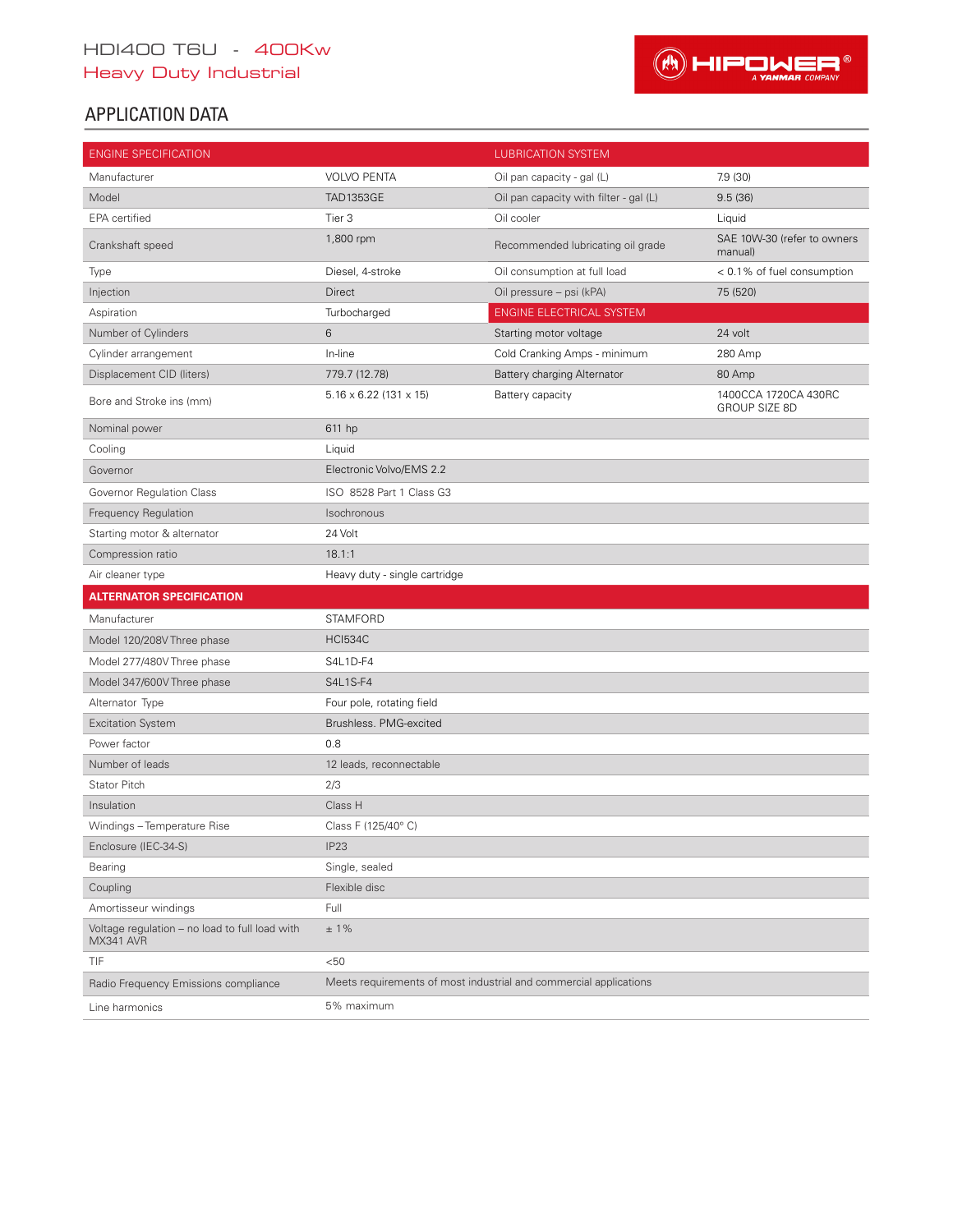HDI400 T6U - 400Kw
Heavy Duty Industrial

## APPLICATION DATA

| ENGINE SPECIFICATION | | LUBRICATION SYSTEM | |
|---|---|---|---|
| Manufacturer | VOLVO PENTA | Oil pan capacity - gal (L) | 7.9 (30) |
| Model | TAD1353GE | Oil pan capacity with filter - gal (L) | 9.5 (36) |
| EPA certified | Tier 3 | Oil cooler | Liquid |
| Crankshaft speed | 1,800 rpm | Recommended lubricating oil grade | SAE 10W-30 (refer to owners manual) |
| Type | Diesel, 4-stroke | Oil consumption at full load | < 0.1% of fuel consumption |
| Injection | Direct | Oil pressure – psi (kPA) | 75 (520) |
| Aspiration | Turbocharged | **ENGINE ELECTRICAL SYSTEM** | |
| Number of Cylinders | 6 | Starting motor voltage | 24 volt |
| Cylinder arrangement | In-line | Cold Cranking Amps - minimum | 280 Amp |
| Displacement CID (liters) | 779.7 (12.78) | Battery charging Alternator | 80 Amp |
| Bore and Stroke ins (mm) | 5.16 x 6.22 (131 x 15) | Battery capacity | 1400CCA 1720CA 430RC GROUP SIZE 8D |
| Nominal power | 611 hp | | |
| Cooling | Liquid | | |
| Governor | Electronic Volvo/EMS 2.2 | | |
| Governor Regulation Class | ISO 8528 Part 1 Class G3 | | |
| Frequency Regulation | Isochronous | | |
| Starting motor & alternator | 24 Volt | | |
| Compression ratio | 18.1:1 | | |
| Air cleaner type | Heavy duty - single cartridge | | |

| ALTERNATOR SPECIFICATION | |
|---|---|
| Manufacturer | STAMFORD |
| Model 120/208V Three phase | HCI534C |
| Model 277/480V Three phase | S4L1D-F4 |
| Model 347/600V Three phase | S4L1S-F4 |
| Alternator Type | Four pole, rotating field |
| Excitation System | Brushless. PMG-excited |
| Power factor | 0.8 |
| Number of leads | 12 leads, reconnectable |
| Stator Pitch | 2/3 |
| Insulation | Class H |
| Windings – Temperature Rise | Class F (125/40° C) |
| Enclosure (IEC-34-S) | IP23 |
| Bearing | Single, sealed |
| Coupling | Flexible disc |
| Amortisseur windings | Full |
| Voltage regulation – no load to full load with MX341 AVR | ± 1% |
| TIF | <50 |
| Radio Frequency Emissions compliance | Meets requirements of most industrial and commercial applications |
| Line harmonics | 5% maximum |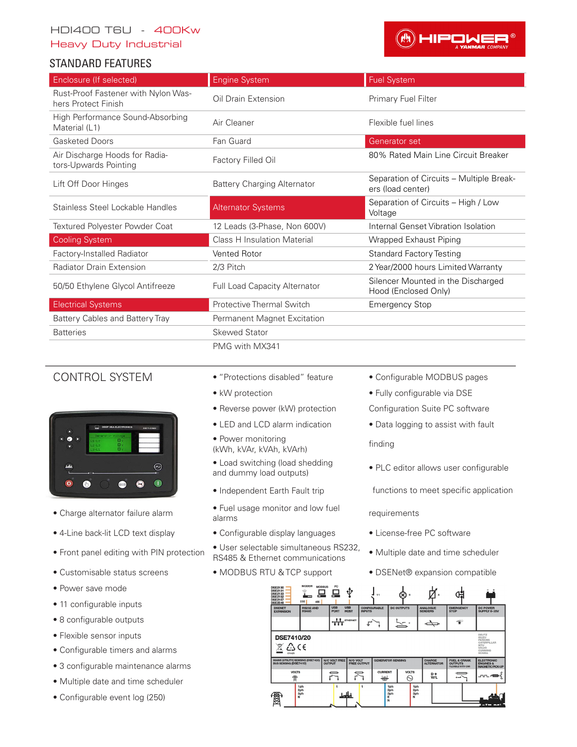HDI400 T6U - 400Kw

Heavy Duty Industrial

## STANDARD FEATURES

| Enclosure (If selected) | Engine System | Fuel System |
|---|---|---|
| Rust-Proof Fastener with Nylon Washers Protect Finish | Oil Drain Extension | Primary Fuel Filter |
| High Performance Sound-Absorbing Material (L1) | Air Cleaner | Flexible fuel lines |
| Gasketed Doors | Fan Guard | **Generator set** |
| Air Discharge Hoods for Radiators-Upwards Pointing | Factory Filled Oil | 80% Rated Main Line Circuit Breaker |
| Lift Off Door Hinges | Battery Charging Alternator | Separation of Circuits – Multiple Breakers (load center) |
| Stainless Steel Lockable Handles | **Alternator Systems** | Separation of Circuits – High / Low Voltage |
| Textured Polyester Powder Coat | 12 Leads (3-Phase, Non 600V) | Internal Genset Vibration Isolation |
| **Cooling System** | Class H Insulation Material | Wrapped Exhaust Piping |
| Factory-Installed Radiator | Vented Rotor | Standard Factory Testing |
| Radiator Drain Extension | 2/3 Pitch | 2 Year/2000 hours Limited Warranty |
| 50/50 Ethylene Glycol Antifreeze | Full Load Capacity Alternator | Silencer Mounted in the Discharged Hood (Enclosed Only) |
| **Electrical Systems** | Protective Thermal Switch | Emergency Stop |
| Battery Cables and Battery Tray | Permanent Magnet Excitation | |
| Batteries | Skewed Stator | |
| | PMG with MX341 | |

## CONTROL SYSTEM

- Charge alternator failure alarm
- 4-Line back-lit LCD text display
- Front panel editing with PIN protection
- Customisable status screens
- Power save mode
- 11 configurable inputs
- 8 configurable outputs
- Flexible sensor inputs
- Configurable timers and alarms
- 3 configurable maintenance alarms
- Multiple date and time scheduler
- Configurable event log (250)
- "Protections disabled" feature
- kW protection
- Reverse power (kW) protection
- LED and LCD alarm indication
- Power monitoring (kWh, kVAr, kVAh, kVArh)
- Load switching (load shedding and dummy load outputs)
- Independent Earth Fault trip
- Fuel usage monitor and low fuel alarms
- Configurable display languages
- User selectable simultaneous RS232, RS485 & Ethernet communications
- MODBUS RTU & TCP support
- Configurable MODBUS pages
- Fully configurable via DSE Configuration Suite PC software
- Data logging to assist with fault finding
- PLC editor allows user configurable functions to meet specific application requirements
- License-free PC software
- Multiple date and time scheduler
- DSENet® expansion compatible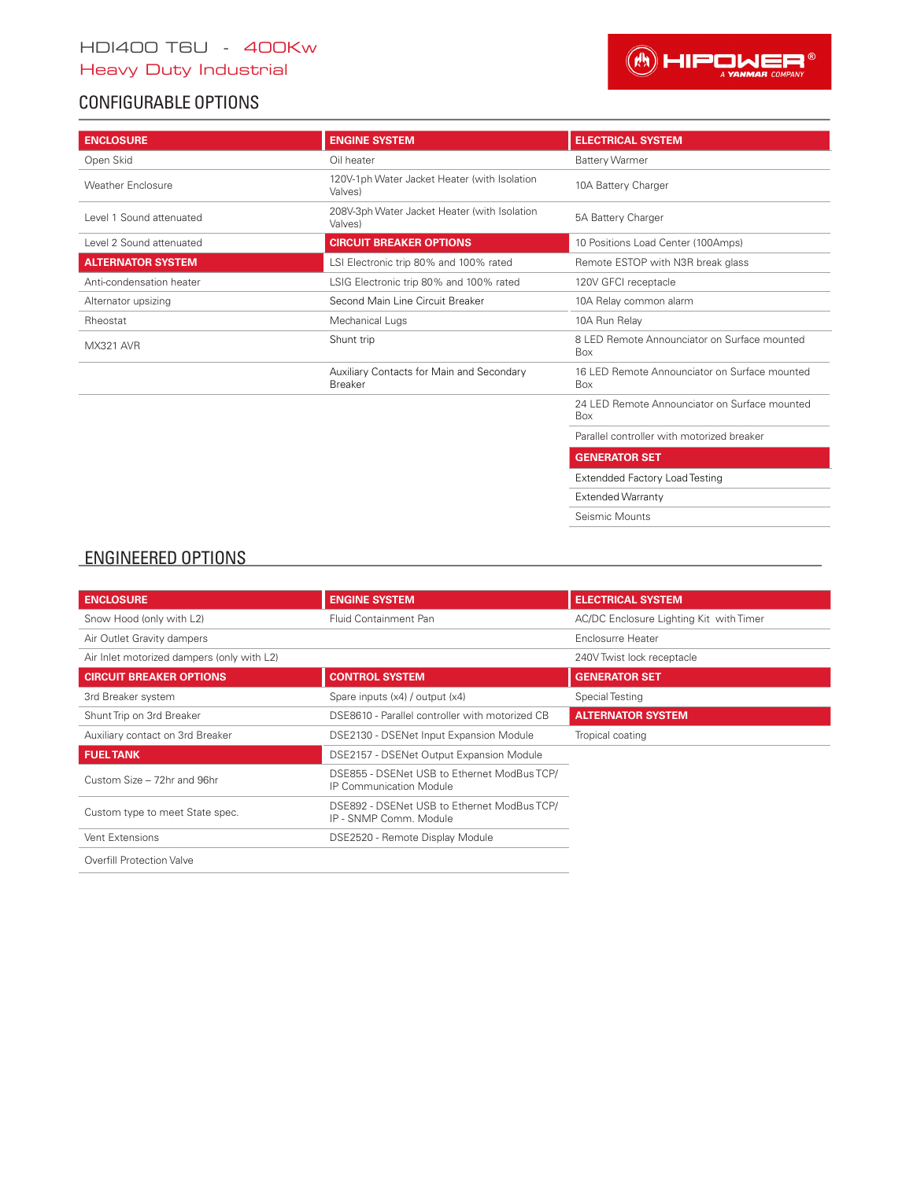HDI400 T6U - 400Kw
Heavy Duty Industrial

## CONFIGURABLE OPTIONS

| ENCLOSURE | ENGINE SYSTEM | ELECTRICAL SYSTEM |
|---|---|---|
| Open Skid | Oil heater | Battery Warmer |
| Weather Enclosure | 120V-1ph Water Jacket Heater (with Isolation Valves) | 10A Battery Charger |
| Level 1 Sound attenuated | 208V-3ph Water Jacket Heater (with Isolation Valves) | 5A Battery Charger |
| Level 2 Sound attenuated | **CIRCUIT BREAKER OPTIONS** | 10 Positions Load Center (100Amps) |
| **ALTERNATOR SYSTEM** | LSI Electronic trip 80% and 100% rated | Remote ESTOP with N3R break glass |
| Anti-condensation heater | LSIG Electronic trip 80% and 100% rated | 120V GFCI receptacle |
| Alternator upsizing | Second Main Line Circuit Breaker | 10A Relay common alarm |
| Rheostat | Mechanical Lugs | 10A Run Relay |
| MX321 AVR | Shunt trip | 8 LED Remote Annunciator on Surface mounted Box |
| | Auxiliary Contacts for Main and Secondary Breaker | 16 LED Remote Annunciator on Surface mounted Box |
| | | 24 LED Remote Annunciator on Surface mounted Box |
| | | Parallel controller with motorized breaker |
| | | **GENERATOR SET** |
| | | Extendded Factory Load Testing |
| | | Extended Warranty |
| | | Seismic Mounts |

## ENGINEERED OPTIONS

| ENCLOSURE | ENGINE SYSTEM | ELECTRICAL SYSTEM |
|---|---|---|
| Snow Hood (only with L2) | Fluid Containment Pan | AC/DC Enclosure Lighting Kit with Timer |
| Air Outlet Gravity dampers | | Enclosurre Heater |
| Air Inlet motorized dampers (only with L2) | | 240V Twist lock receptacle |
| **CIRCUIT BREAKER OPTIONS** | **CONTROL SYSTEM** | **GENERATOR SET** |
| 3rd Breaker system | Spare inputs (x4) / output (x4) | Special Testing |
| Shunt Trip on 3rd Breaker | DSE8610 - Parallel controller with motorized CB | **ALTERNATOR SYSTEM** |
| Auxiliary contact on 3rd Breaker | DSE2130 - DSENet Input Expansion Module | Tropical coating |
| **FUEL TANK** | DSE2157 - DSENet Output Expansion Module | |
| Custom Size – 72hr and 96hr | DSE855 - DSENet USB to Ethernet ModBus TCP/IP Communication Module | |
| Custom type to meet State spec. | DSE892 - DSENet USB to Ethernet ModBus TCP/IP - SNMP Comm. Module | |
| Vent Extensions | DSE2520 - Remote Display Module | |
| Overfill Protection Valve | | |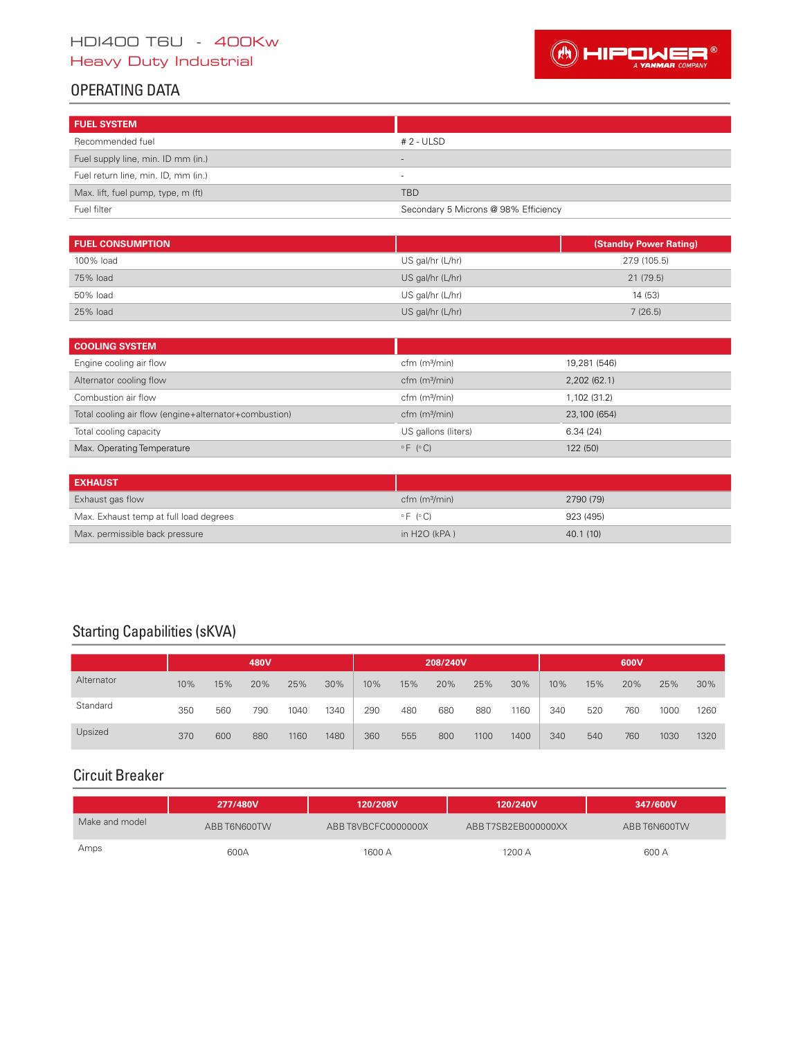HDI400 T6U - 400Kw
Heavy Duty Industrial

# OPERATING DATA

| FUEL SYSTEM | |
|---|---|
| Recommended fuel | # 2 - ULSD |
| Fuel supply line, min. ID mm (in.) | - |
| Fuel return line, min. ID, mm (in.) | - |
| Max. lift, fuel pump, type, m (ft) | TBD |
| Fuel filter | Secondary 5 Microns @ 98% Efficiency |

| FUEL CONSUMPTION | | (Standby Power Rating) |
|---|---|---|
| 100% load | US gal/hr (L/hr) | 27.9 (105.5) |
| 75% load | US gal/hr (L/hr) | 21 (79.5) |
| 50% load | US gal/hr (L/hr) | 14 (53) |
| 25% load | US gal/hr (L/hr) | 7 (26.5) |

| COOLING SYSTEM | | |
|---|---|---|
| Engine cooling air flow | cfm (m³/min) | 19,281 (546) |
| Alternator cooling flow | cfm (m³/min) | 2,202 (62.1) |
| Combustion air flow | cfm (m³/min) | 1,102 (31.2) |
| Total cooling air flow (engine+alternator+combustion) | cfm (m³/min) | 23,100 (654) |
| Total cooling capacity | US gallons (liters) | 6.34 (24) |
| Max. Operating Temperature | °F (°C) | 122 (50) |

| EXHAUST | | |
|---|---|---|
| Exhaust gas flow | cfm (m³/min) | 2790 (79) |
| Max. Exhaust temp at full load degrees | °F (°C) | 923 (495) |
| Max. permissible back pressure | in H2O (kPA ) | 40.1 (10) |

## Starting Capabilities (sKVA)

| | 480V | | | | | 208/240V | | | | | 600V | | | | |
|---|---|---|---|---|---|---|---|---|---|---|---|---|---|---|---|
| Alternator | 10% | 15% | 20% | 25% | 30% | 10% | 15% | 20% | 25% | 30% | 10% | 15% | 20% | 25% | 30% |
| Standard | 350 | 560 | 790 | 1040 | 1340 | 290 | 480 | 680 | 880 | 1160 | 340 | 520 | 760 | 1000 | 1260 |
| Upsized | 370 | 600 | 880 | 1160 | 1480 | 360 | 555 | 800 | 1100 | 1400 | 340 | 540 | 760 | 1030 | 1320 |

## Circuit Breaker

| | 277/480V | 120/208V | 120/240V | 347/600V |
|---|---|---|---|---|
| Make and model | ABB T6N600TW | ABB T8VBCFC0000000X | ABB T7SB2EB000000XX | ABB T6N600TW |
| Amps | 600A | 1600 A | 1200 A | 600 A |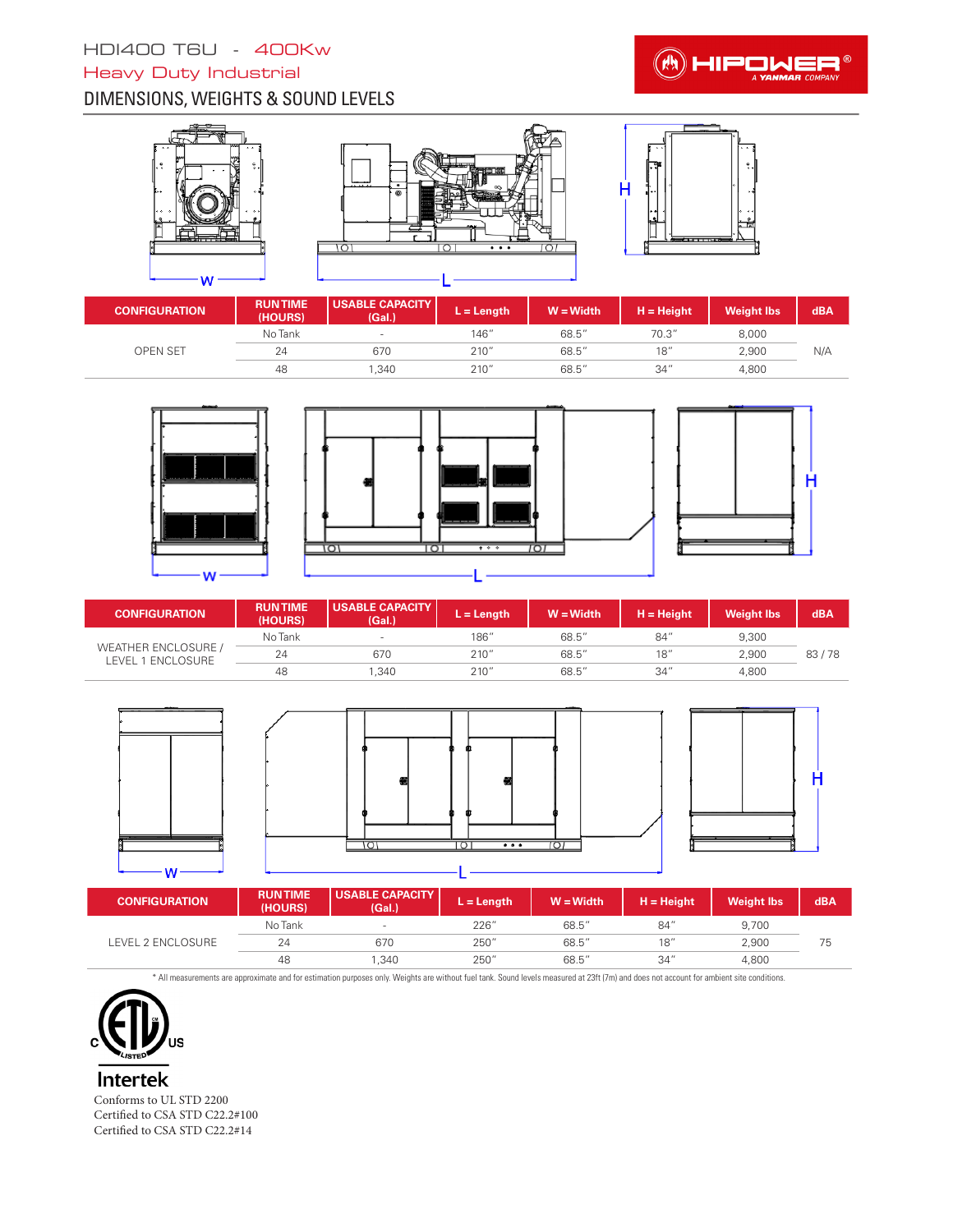# HDI400 T6U - 400Kw

## Heavy Duty Industrial

## DIMENSIONS, WEIGHTS & SOUND LEVELS

W

L

H

| CONFIGURATION | RUNTIME (HOURS) | USABLE CAPACITY (Gal.) | L = Length | W = Width | H = Height | Weight lbs | dBA |
|---|---|---|---|---|---|---|---|
| OPEN SET | No Tank | - | 146″ | 68.5″ | 70.3″ | 8,000 | N/A |
| | 24 | 670 | 210″ | 68.5″ | 18″ | 2,900 | |
| | 48 | 1,340 | 210″ | 68.5″ | 34″ | 4,800 | |

W

L

H

| CONFIGURATION | RUNTIME (HOURS) | USABLE CAPACITY (Gal.) | L = Length | W = Width | H = Height | Weight lbs | dBA |
|---|---|---|---|---|---|---|---|
| WEATHER ENCLOSURE / LEVEL 1 ENCLOSURE | No Tank | - | 186″ | 68.5″ | 84″ | 9,300 | 83 / 78 |
| | 24 | 670 | 210″ | 68.5″ | 18″ | 2,900 | |
| | 48 | 1,340 | 210″ | 68.5″ | 34″ | 4,800 | |

W

L

H

| CONFIGURATION | RUNTIME (HOURS) | USABLE CAPACITY (Gal.) | L = Length | W = Width | H = Height | Weight lbs | dBA |
|---|---|---|---|---|---|---|---|
| LEVEL 2 ENCLOSURE | No Tank | - | 226″ | 68.5″ | 84″ | 9,700 | 75 |
| | 24 | 670 | 250″ | 68.5″ | 18″ | 2,900 | |
| | 48 | 1,340 | 250″ | 68.5″ | 34″ | 4,800 | |

* All measurements are approximate and for estimation purposes only. Weights are without fuel tank. Sound levels measured at 23ft (7m) and does not account for ambient site conditions.

Intertek

Conforms to UL STD 2200

Certified to CSA STD C22.2#100

Certified to CSA STD C22.2#14